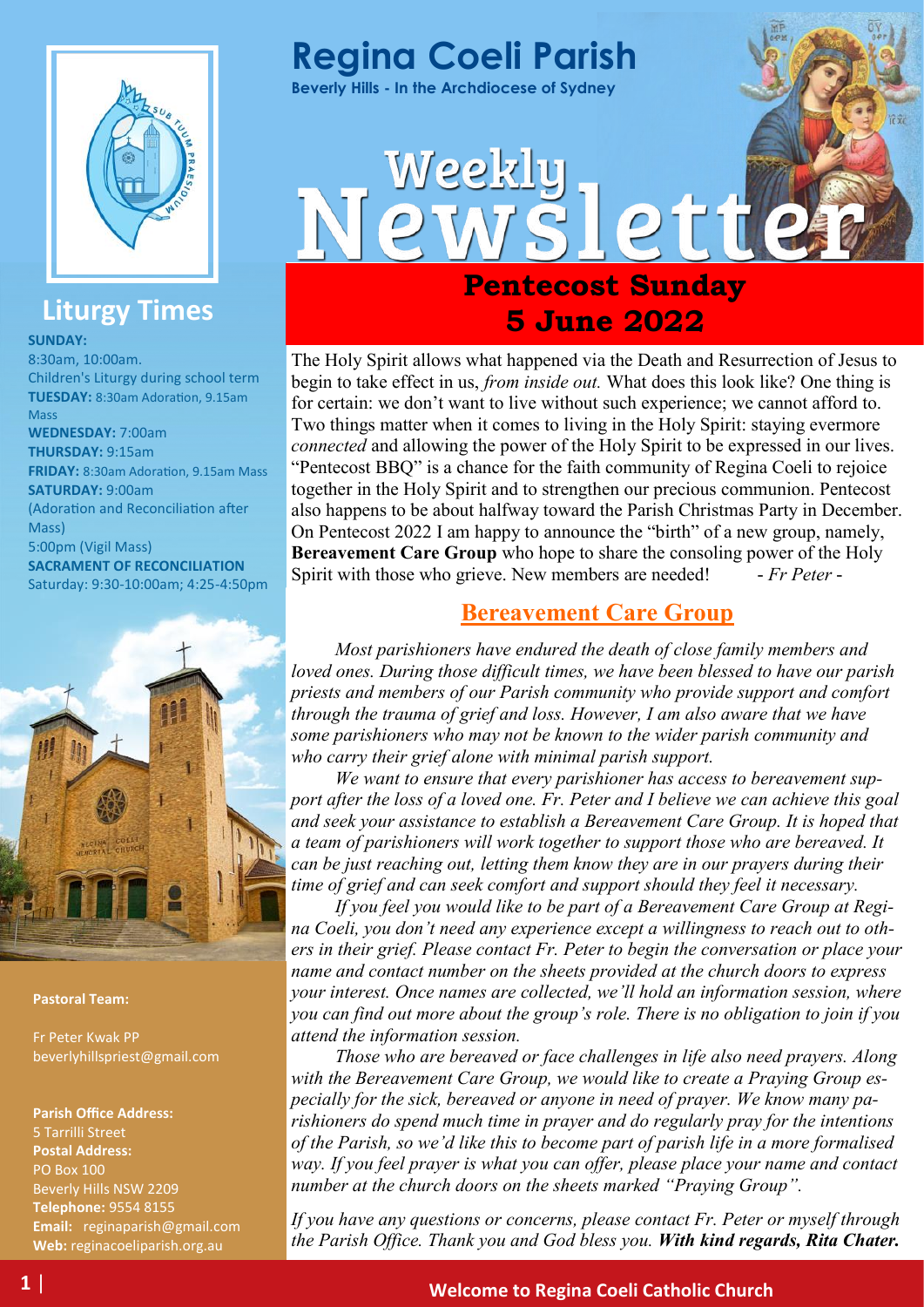# Regina Coeli Parish

**Beverly Hills - In the Archdiocese of Sydney**

## Weekly Newsletter

## Pentecost Sunday
## 5 June 2022

The Holy Spirit allows what happened via the Death and Resurrection of Jesus to begin to take effect in us, *from inside out.* What does this look like? One thing is for certain: we don't want to live without such experience; we cannot afford to. Two things matter when it comes to living in the Holy Spirit: staying evermore *connected* and allowing the power of the Holy Spirit to be expressed in our lives. "Pentecost BBQ" is a chance for the faith community of Regina Coeli to rejoice together in the Holy Spirit and to strengthen our precious communion. Pentecost also happens to be about halfway toward the Parish Christmas Party in December. On Pentecost 2022 I am happy to announce the "birth" of a new group, namely, **Bereavement Care Group** who hope to share the consoling power of the Holy Spirit with those who grieve. New members are needed! *- Fr Peter -*

### Bereavement Care Group

*Most parishioners have endured the death of close family members and loved ones. During those difficult times, we have been blessed to have our parish priests and members of our Parish community who provide support and comfort through the trauma of grief and loss. However, I am also aware that we have some parishioners who may not be known to the wider parish community and who carry their grief alone with minimal parish support.*

*We want to ensure that every parishioner has access to bereavement support after the loss of a loved one. Fr. Peter and I believe we can achieve this goal and seek your assistance to establish a Bereavement Care Group. It is hoped that a team of parishioners will work together to support those who are bereaved. It can be just reaching out, letting them know they are in our prayers during their time of grief and can seek comfort and support should they feel it necessary.*

*If you feel you would like to be part of a Bereavement Care Group at Regina Coeli, you don't need any experience except a willingness to reach out to others in their grief. Please contact Fr. Peter to begin the conversation or place your name and contact number on the sheets provided at the church doors to express your interest. Once names are collected, we'll hold an information session, where you can find out more about the group's role. There is no obligation to join if you attend the information session.*

*Those who are bereaved or face challenges in life also need prayers. Along with the Bereavement Care Group, we would like to create a Praying Group especially for the sick, bereaved or anyone in need of prayer. We know many parishioners do spend much time in prayer and do regularly pray for the intentions of the Parish, so we'd like this to become part of parish life in a more formalised way. If you feel prayer is what you can offer, please place your name and contact number at the church doors on the sheets marked "Praying Group".*

*If you have any questions or concerns, please contact Fr. Peter or myself through the Parish Office. Thank you and God bless you.* ***With kind regards, Rita Chater.***

## Liturgy Times

**SUNDAY:**
8:30am, 10:00am.
Children's Liturgy during school term

**TUESDAY:** 8:30am Adoration, 9.15am Mass

**WEDNESDAY:** 7:00am

**THURSDAY:** 9:15am

**FRIDAY:** 8:30am Adoration, 9.15am Mass

**SATURDAY:** 9:00am
(Adoration and Reconciliation after Mass)
5:00pm (Vigil Mass)

**SACRAMENT OF RECONCILIATION**
Saturday: 9:30-10:00am; 4:25-4:50pm

**Pastoral Team:**

Fr Peter Kwak PP
beverlyhillspriest@gmail.com

**Parish Office Address:**
5 Tarrilli Street

**Postal Address:**
PO Box 100
Beverly Hills NSW 2209

**Telephone:** 9554 8155

**Email:** reginaparish@gmail.com

**Web:** reginacoeliparish.org.au

**Welcome to Regina Coeli Catholic Church**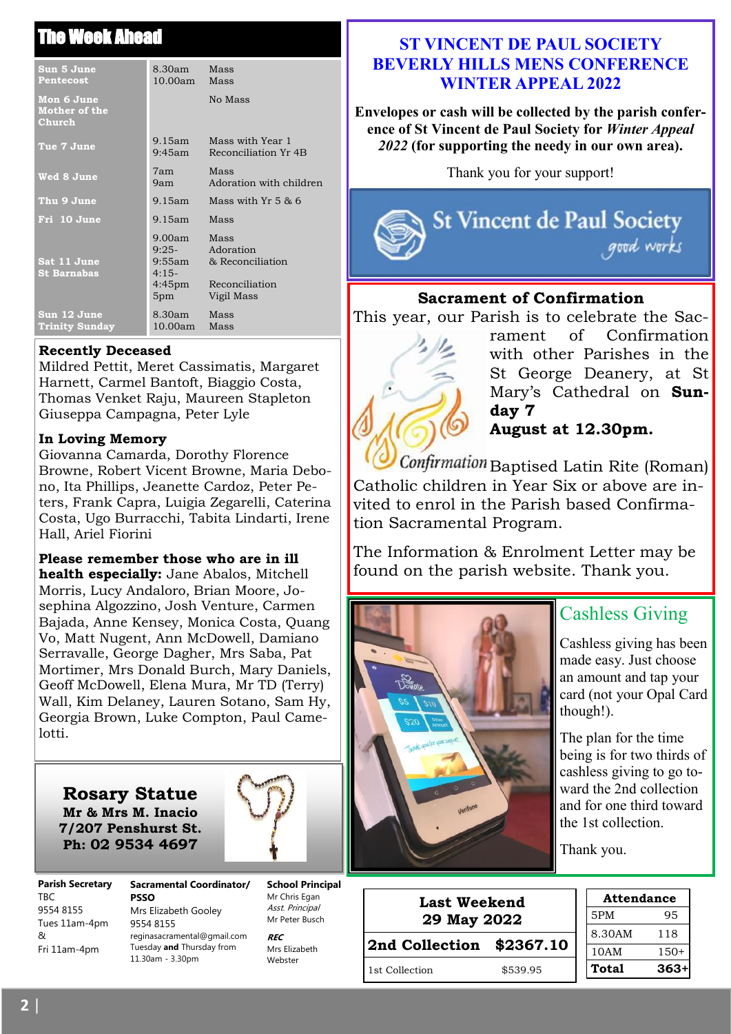## The Week Ahead

| Day | Time | Event |
|---|---|---|
| Sun 5 June Pentecost | 8.30am<br>10.00am | Mass<br>Mass |
| Mon 6 June Mother of the Church | | No Mass |
| Tue 7 June | 9.15am<br>9:45am | Mass with Year 1<br>Reconciliation Yr 4B |
| Wed 8 June | 7am<br>9am | Mass<br>Adoration with children |
| Thu 9 June | 9.15am | Mass with Yr 5 & 6 |
| Fri 10 June | 9.15am | Mass |
| Sat 11 June St Barnabas | 9.00am<br>9:25-9:55am<br>4:15-4:45pm<br>5pm | Mass<br>Adoration & Reconciliation<br>Reconciliation<br>Vigil Mass |
| Sun 12 June Trinity Sunday | 8.30am<br>10.00am | Mass<br>Mass |

**Recently Deceased**

Mildred Pettit, Meret Cassimatis, Margaret Harnett, Carmel Bantoft, Biaggio Costa, Thomas Venket Raju, Maureen Stapleton Giuseppa Campagna, Peter Lyle

**In Loving Memory**

Giovanna Camarda, Dorothy Florence Browne, Robert Vicent Browne, Maria Debono, Ita Phillips, Jeanette Cardoz, Peter Peters, Frank Capra, Luigia Zegarelli, Caterina Costa, Ugo Burracchi, Tabita Lindarti, Irene Hall, Ariel Fiorini

**Please remember those who are in ill health especially:** Jane Abalos, Mitchell Morris, Lucy Andaloro, Brian Moore, Josephina Algozzino, Josh Venture, Carmen Bajada, Anne Kensey, Monica Costa, Quang Vo, Matt Nugent, Ann McDowell, Damiano Serravalle, George Dagher, Mrs Saba, Pat Mortimer, Mrs Donald Burch, Mary Daniels, Geoff McDowell, Elena Mura, Mr TD (Terry) Wall, Kim Delaney, Lauren Sotano, Sam Hy, Georgia Brown, Luke Compton, Paul Camelotti.

**Rosary Statue**
**Mr & Mrs M. Inacio**
**7/207 Penshurst St.**
**Ph: 02 9534 4697**

**Parish Secretary**
TBC
9554 8155
Tues 11am-4pm
&
Fri 11am-4pm

**Sacramental Coordinator/ PSSO**
Mrs Elizabeth Gooley
9554 8155
reginasacramental@gmail.com
Tuesday **and** Thursday from 11.30am - 3.30pm

**School Principal**
Mr Chris Egan
*Asst. Principal*
Mr Peter Busch

***REC***
Mrs Elizabeth Webster

## ST VINCENT DE PAUL SOCIETY BEVERLY HILLS MENS CONFERENCE WINTER APPEAL 2022

**Envelopes or cash will be collected by the parish conference of St Vincent de Paul Society for *Winter Appeal 2022* (for supporting the needy in our own area).**

Thank you for your support!

St Vincent de Paul Society *good works*

## Sacrament of Confirmation

This year, our Parish is to celebrate the Sacrament of Confirmation with other Parishes in the St George Deanery, at St Mary's Cathedral on **Sunday 7 August at 12.30pm.**

Baptised Latin Rite (Roman) Catholic children in Year Six or above are invited to enrol in the Parish based Confirmation Sacramental Program.

The Information & Enrolment Letter may be found on the parish website. Thank you.

## Cashless Giving

Cashless giving has been made easy. Just choose an amount and tap your card (not your Opal Card though!).

The plan for the time being is for two thirds of cashless giving to go toward the 2nd collection and for one third toward the 1st collection.

Thank you.

| Last Weekend 29 May 2022 | |
|---|---|
| **2nd Collection** | **$2367.10** |
| 1st Collection | $539.95 |

| Attendance | |
|---|---|
| 5PM | 95 |
| 8.30AM | 118 |
| 10AM | 150+ |
| **Total** | **363+** |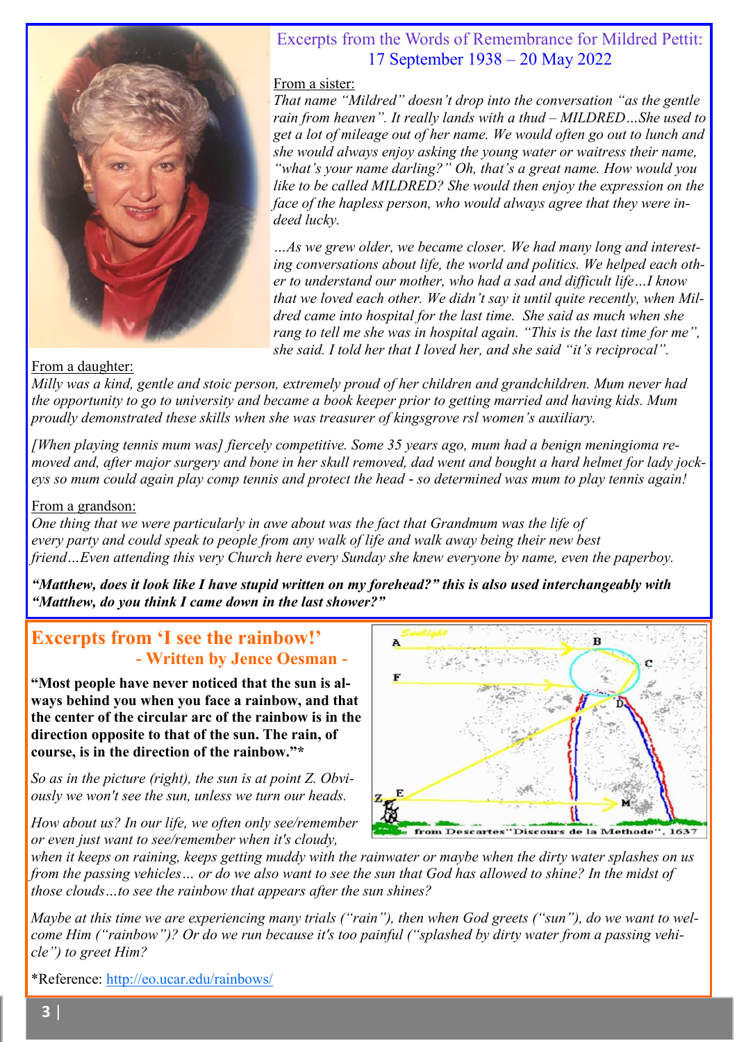## Excerpts from the Words of Remembrance for Mildred Pettit: 17 September 1938 – 20 May 2022

From a sister:

*That name "Mildred" doesn't drop into the conversation "as the gentle rain from heaven". It really lands with a thud – MILDRED…She used to get a lot of mileage out of her name. We would often go out to lunch and she would always enjoy asking the young water or waitress their name, "what's your name darling?" Oh, that's a great name. How would you like to be called MILDRED? She would then enjoy the expression on the face of the hapless person, who would always agree that they were indeed lucky.*

*…As we grew older, we became closer. We had many long and interesting conversations about life, the world and politics. We helped each other to understand our mother, who had a sad and difficult life…I know that we loved each other. We didn't say it until quite recently, when Mildred came into hospital for the last time. She said as much when she rang to tell me she was in hospital again. "This is the last time for me", she said. I told her that I loved her, and she said "it's reciprocal".*

From a daughter:

*Milly was a kind, gentle and stoic person, extremely proud of her children and grandchildren. Mum never had the opportunity to go to university and became a book keeper prior to getting married and having kids. Mum proudly demonstrated these skills when she was treasurer of kingsgrove rsl women's auxiliary.*

*[When playing tennis mum was] fiercely competitive. Some 35 years ago, mum had a benign meningioma removed and, after major surgery and bone in her skull removed, dad went and bought a hard helmet for lady jockeys so mum could again play comp tennis and protect the head - so determined was mum to play tennis again!*

From a grandson:

*One thing that we were particularly in awe about was the fact that Grandmum was the life of every party and could speak to people from any walk of life and walk away being their new best friend…Even attending this very Church here every Sunday she knew everyone by name, even the paperboy.*

***"Matthew, does it look like I have stupid written on my forehead?" this is also used interchangeably with "Matthew, do you think I came down in the last shower?"***

## Excerpts from 'I see the rainbow!'

### - Written by Jence Oesman -

**"Most people have never noticed that the sun is always behind you when you face a rainbow, and that the center of the circular arc of the rainbow is in the direction opposite to that of the sun. The rain, of course, is in the direction of the rainbow."***

*So as in the picture (right), the sun is at point Z. Obviously we won't see the sun, unless we turn our heads.*

from Descartes "Discours de la Methode", 1637

*How about us? In our life, we often only see/remember or even just want to see/remember when it's cloudy, when it keeps on raining, keeps getting muddy with the rainwater or maybe when the dirty water splashes on us from the passing vehicles… or do we also want to see the sun that God has allowed to shine? In the midst of those clouds…to see the rainbow that appears after the sun shines?*

*Maybe at this time we are experiencing many trials ("rain"), then when God greets ("sun"), do we want to welcome Him ("rainbow")? Or do we run because it's too painful ("splashed by dirty water from a passing vehicle") to greet Him?*

*Reference: http://eo.ucar.edu/rainbows/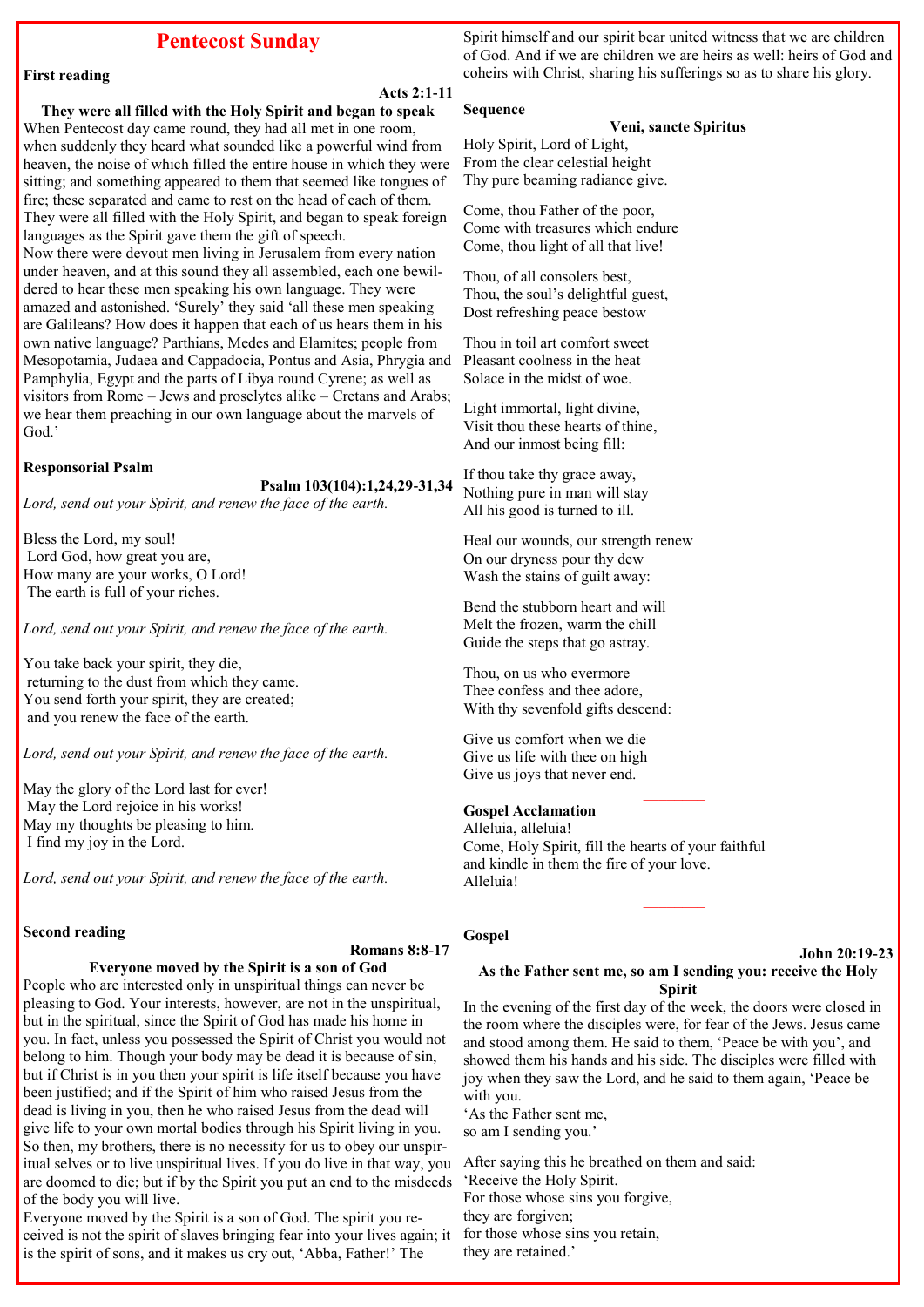# Pentecost Sunday

**First reading**

**Acts 2:1-11**

**They were all filled with the Holy Spirit and began to speak**

When Pentecost day came round, they had all met in one room, when suddenly they heard what sounded like a powerful wind from heaven, the noise of which filled the entire house in which they were sitting; and something appeared to them that seemed like tongues of fire; these separated and came to rest on the head of each of them. They were all filled with the Holy Spirit, and began to speak foreign languages as the Spirit gave them the gift of speech.

Now there were devout men living in Jerusalem from every nation under heaven, and at this sound they all assembled, each one bewildered to hear these men speaking his own language. They were amazed and astonished. 'Surely' they said 'all these men speaking are Galileans? How does it happen that each of us hears them in his own native language? Parthians, Medes and Elamites; people from Mesopotamia, Judaea and Cappadocia, Pontus and Asia, Phrygia and Pamphylia, Egypt and the parts of Libya round Cyrene; as well as visitors from Rome – Jews and proselytes alike – Cretans and Arabs; we hear them preaching in our own language about the marvels of God.'

**Responsorial Psalm**

**Psalm 103(104):1,24,29-31,34**

*Lord, send out your Spirit, and renew the face of the earth.*

Bless the Lord, my soul!
Lord God, how great you are,
How many are your works, O Lord!
The earth is full of your riches.

*Lord, send out your Spirit, and renew the face of the earth.*

You take back your spirit, they die,
returning to the dust from which they came.
You send forth your spirit, they are created;
and you renew the face of the earth.

*Lord, send out your Spirit, and renew the face of the earth.*

May the glory of the Lord last for ever!
May the Lord rejoice in his works!
May my thoughts be pleasing to him.
I find my joy in the Lord.

*Lord, send out your Spirit, and renew the face of the earth.*

**Second reading**

**Romans 8:8-17**

**Everyone moved by the Spirit is a son of God**

People who are interested only in unspiritual things can never be pleasing to God. Your interests, however, are not in the unspiritual, but in the spiritual, since the Spirit of God has made his home in you. In fact, unless you possessed the Spirit of Christ you would not belong to him. Though your body may be dead it is because of sin, but if Christ is in you then your spirit is life itself because you have been justified; and if the Spirit of him who raised Jesus from the dead is living in you, then he who raised Jesus from the dead will give life to your own mortal bodies through his Spirit living in you.

So then, my brothers, there is no necessity for us to obey our unspiritual selves or to live unspiritual lives. If you do live in that way, you are doomed to die; but if by the Spirit you put an end to the misdeeds of the body you will live.

Everyone moved by the Spirit is a son of God. The spirit you received is not the spirit of slaves bringing fear into your lives again; it is the spirit of sons, and it makes us cry out, 'Abba, Father!' The Spirit himself and our spirit bear united witness that we are children of God. And if we are children we are heirs as well: heirs of God and coheirs with Christ, sharing his sufferings so as to share his glory.

**Sequence**

**Veni, sancte Spiritus**

Holy Spirit, Lord of Light,
From the clear celestial height
Thy pure beaming radiance give.

Come, thou Father of the poor,
Come with treasures which endure
Come, thou light of all that live!

Thou, of all consolers best,
Thou, the soul's delightful guest,
Dost refreshing peace bestow

Thou in toil art comfort sweet
Pleasant coolness in the heat
Solace in the midst of woe.

Light immortal, light divine,
Visit thou these hearts of thine,
And our inmost being fill:

If thou take thy grace away,
Nothing pure in man will stay
All his good is turned to ill.

Heal our wounds, our strength renew
On our dryness pour thy dew
Wash the stains of guilt away:

Bend the stubborn heart and will
Melt the frozen, warm the chill
Guide the steps that go astray.

Thou, on us who evermore
Thee confess and thee adore,
With thy sevenfold gifts descend:

Give us comfort when we die
Give us life with thee on high
Give us joys that never end.

**Gospel Acclamation**

Alleluia, alleluia!
Come, Holy Spirit, fill the hearts of your faithful
and kindle in them the fire of your love.
Alleluia!

**Gospel**

**John 20:19-23**

**As the Father sent me, so am I sending you: receive the Holy Spirit**

In the evening of the first day of the week, the doors were closed in the room where the disciples were, for fear of the Jews. Jesus came and stood among them. He said to them, 'Peace be with you', and showed them his hands and his side. The disciples were filled with joy when they saw the Lord, and he said to them again, 'Peace be with you.
'As the Father sent me,
so am I sending you.'

After saying this he breathed on them and said:
'Receive the Holy Spirit.
For those whose sins you forgive,
they are forgiven;
for those whose sins you retain,
they are retained.'